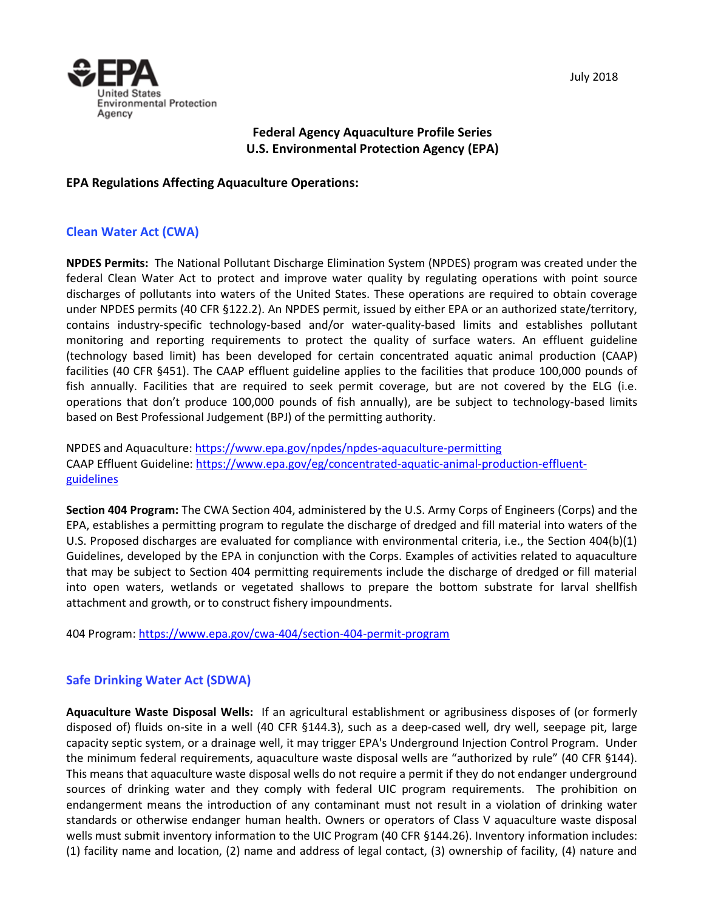July 2018

**Federal Agency Aquaculture Profile Series**
**U.S. Environmental Protection Agency (EPA)**

**EPA Regulations Affecting Aquaculture Operations:**

## Clean Water Act (CWA)

**NPDES Permits:** The National Pollutant Discharge Elimination System (NPDES) program was created under the federal Clean Water Act to protect and improve water quality by regulating operations with point source discharges of pollutants into waters of the United States. These operations are required to obtain coverage under NPDES permits (40 CFR §122.2). An NPDES permit, issued by either EPA or an authorized state/territory, contains industry-specific technology-based and/or water-quality-based limits and establishes pollutant monitoring and reporting requirements to protect the quality of surface waters. An effluent guideline (technology based limit) has been developed for certain concentrated aquatic animal production (CAAP) facilities (40 CFR §451). The CAAP effluent guideline applies to the facilities that produce 100,000 pounds of fish annually. Facilities that are required to seek permit coverage, but are not covered by the ELG (i.e. operations that don't produce 100,000 pounds of fish annually), are be subject to technology-based limits based on Best Professional Judgement (BPJ) of the permitting authority.

NPDES and Aquaculture: https://www.epa.gov/npdes/npdes-aquaculture-permitting
CAAP Effluent Guideline: https://www.epa.gov/eg/concentrated-aquatic-animal-production-effluent-guidelines

**Section 404 Program:** The CWA Section 404, administered by the U.S. Army Corps of Engineers (Corps) and the EPA, establishes a permitting program to regulate the discharge of dredged and fill material into waters of the U.S. Proposed discharges are evaluated for compliance with environmental criteria, i.e., the Section 404(b)(1) Guidelines, developed by the EPA in conjunction with the Corps. Examples of activities related to aquaculture that may be subject to Section 404 permitting requirements include the discharge of dredged or fill material into open waters, wetlands or vegetated shallows to prepare the bottom substrate for larval shellfish attachment and growth, or to construct fishery impoundments.

404 Program: https://www.epa.gov/cwa-404/section-404-permit-program

## Safe Drinking Water Act (SDWA)

**Aquaculture Waste Disposal Wells:** If an agricultural establishment or agribusiness disposes of (or formerly disposed of) fluids on-site in a well (40 CFR §144.3), such as a deep-cased well, dry well, seepage pit, large capacity septic system, or a drainage well, it may trigger EPA's Underground Injection Control Program. Under the minimum federal requirements, aquaculture waste disposal wells are "authorized by rule" (40 CFR §144). This means that aquaculture waste disposal wells do not require a permit if they do not endanger underground sources of drinking water and they comply with federal UIC program requirements. The prohibition on endangerment means the introduction of any contaminant must not result in a violation of drinking water standards or otherwise endanger human health. Owners or operators of Class V aquaculture waste disposal wells must submit inventory information to the UIC Program (40 CFR §144.26). Inventory information includes: (1) facility name and location, (2) name and address of legal contact, (3) ownership of facility, (4) nature and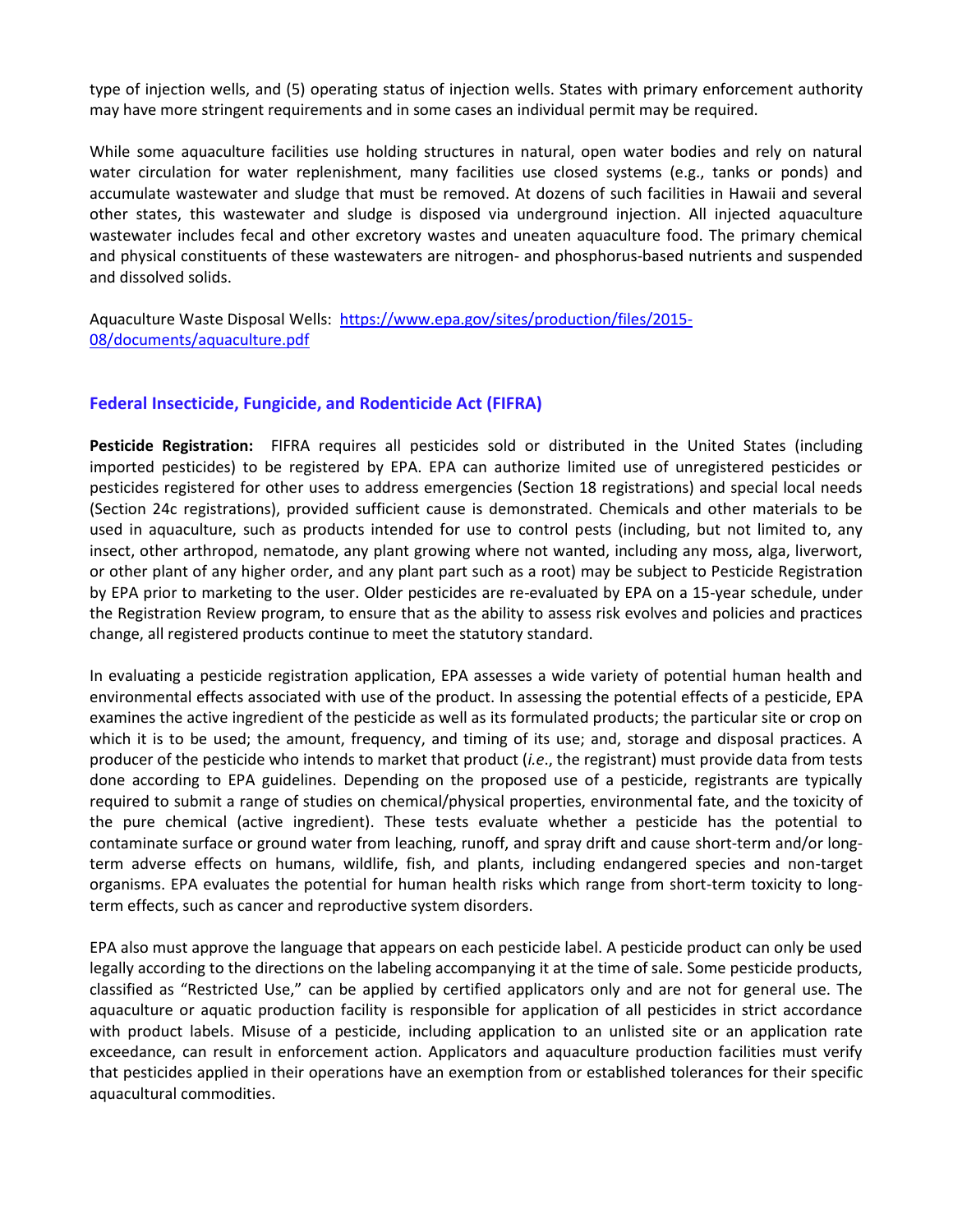type of injection wells, and (5) operating status of injection wells. States with primary enforcement authority may have more stringent requirements and in some cases an individual permit may be required.

While some aquaculture facilities use holding structures in natural, open water bodies and rely on natural water circulation for water replenishment, many facilities use closed systems (e.g., tanks or ponds) and accumulate wastewater and sludge that must be removed. At dozens of such facilities in Hawaii and several other states, this wastewater and sludge is disposed via underground injection. All injected aquaculture wastewater includes fecal and other excretory wastes and uneaten aquaculture food. The primary chemical and physical constituents of these wastewaters are nitrogen- and phosphorus-based nutrients and suspended and dissolved solids.

Aquaculture Waste Disposal Wells: [https://www.epa.gov/sites/production/files/2015-08/documents/aquaculture.pdf](https://www.epa.gov/sites/production/files/2015-08/documents/aquaculture.pdf)

## Federal Insecticide, Fungicide, and Rodenticide Act (FIFRA)

**Pesticide Registration:** FIFRA requires all pesticides sold or distributed in the United States (including imported pesticides) to be registered by EPA. EPA can authorize limited use of unregistered pesticides or pesticides registered for other uses to address emergencies (Section 18 registrations) and special local needs (Section 24c registrations), provided sufficient cause is demonstrated. Chemicals and other materials to be used in aquaculture, such as products intended for use to control pests (including, but not limited to, any insect, other arthropod, nematode, any plant growing where not wanted, including any moss, alga, liverwort, or other plant of any higher order, and any plant part such as a root) may be subject to Pesticide Registration by EPA prior to marketing to the user. Older pesticides are re-evaluated by EPA on a 15-year schedule, under the Registration Review program, to ensure that as the ability to assess risk evolves and policies and practices change, all registered products continue to meet the statutory standard.

In evaluating a pesticide registration application, EPA assesses a wide variety of potential human health and environmental effects associated with use of the product. In assessing the potential effects of a pesticide, EPA examines the active ingredient of the pesticide as well as its formulated products; the particular site or crop on which it is to be used; the amount, frequency, and timing of its use; and, storage and disposal practices. A producer of the pesticide who intends to market that product (*i.e*., the registrant) must provide data from tests done according to EPA guidelines. Depending on the proposed use of a pesticide, registrants are typically required to submit a range of studies on chemical/physical properties, environmental fate, and the toxicity of the pure chemical (active ingredient). These tests evaluate whether a pesticide has the potential to contaminate surface or ground water from leaching, runoff, and spray drift and cause short-term and/or long-term adverse effects on humans, wildlife, fish, and plants, including endangered species and non-target organisms. EPA evaluates the potential for human health risks which range from short-term toxicity to long-term effects, such as cancer and reproductive system disorders.

EPA also must approve the language that appears on each pesticide label. A pesticide product can only be used legally according to the directions on the labeling accompanying it at the time of sale. Some pesticide products, classified as "Restricted Use," can be applied by certified applicators only and are not for general use. The aquaculture or aquatic production facility is responsible for application of all pesticides in strict accordance with product labels. Misuse of a pesticide, including application to an unlisted site or an application rate exceedance, can result in enforcement action. Applicators and aquaculture production facilities must verify that pesticides applied in their operations have an exemption from or established tolerances for their specific aquacultural commodities.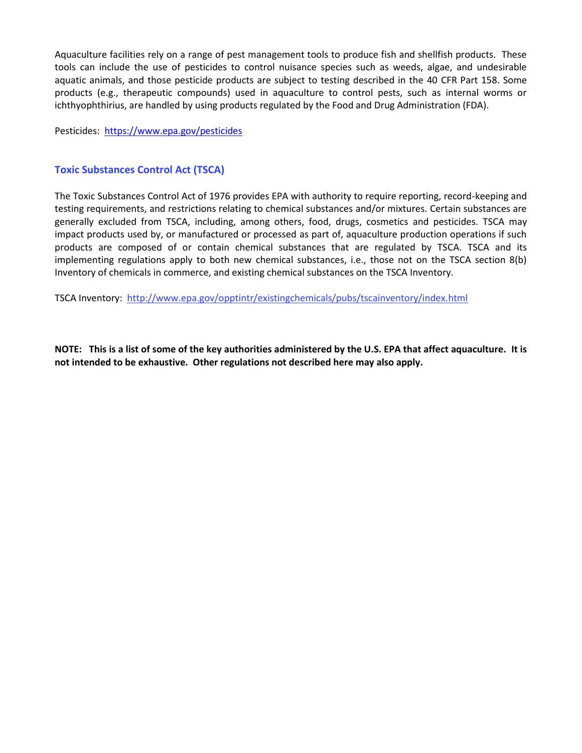Aquaculture facilities rely on a range of pest management tools to produce fish and shellfish products. These tools can include the use of pesticides to control nuisance species such as weeds, algae, and undesirable aquatic animals, and those pesticide products are subject to testing described in the 40 CFR Part 158. Some products (e.g., therapeutic compounds) used in aquaculture to control pests, such as internal worms or ichthyophthirius, are handled by using products regulated by the Food and Drug Administration (FDA).

Pesticides: [https://www.epa.gov/pesticides](https://www.epa.gov/pesticides)

## Toxic Substances Control Act (TSCA)

The Toxic Substances Control Act of 1976 provides EPA with authority to require reporting, record-keeping and testing requirements, and restrictions relating to chemical substances and/or mixtures. Certain substances are generally excluded from TSCA, including, among others, food, drugs, cosmetics and pesticides. TSCA may impact products used by, or manufactured or processed as part of, aquaculture production operations if such products are composed of or contain chemical substances that are regulated by TSCA. TSCA and its implementing regulations apply to both new chemical substances, i.e., those not on the TSCA section 8(b) Inventory of chemicals in commerce, and existing chemical substances on the TSCA Inventory.

TSCA Inventory: [http://www.epa.gov/opptintr/existingchemicals/pubs/tscainventory/index.html](http://www.epa.gov/opptintr/existingchemicals/pubs/tscainventory/index.html)

**NOTE: This is a list of some of the key authorities administered by the U.S. EPA that affect aquaculture. It is not intended to be exhaustive. Other regulations not described here may also apply.**